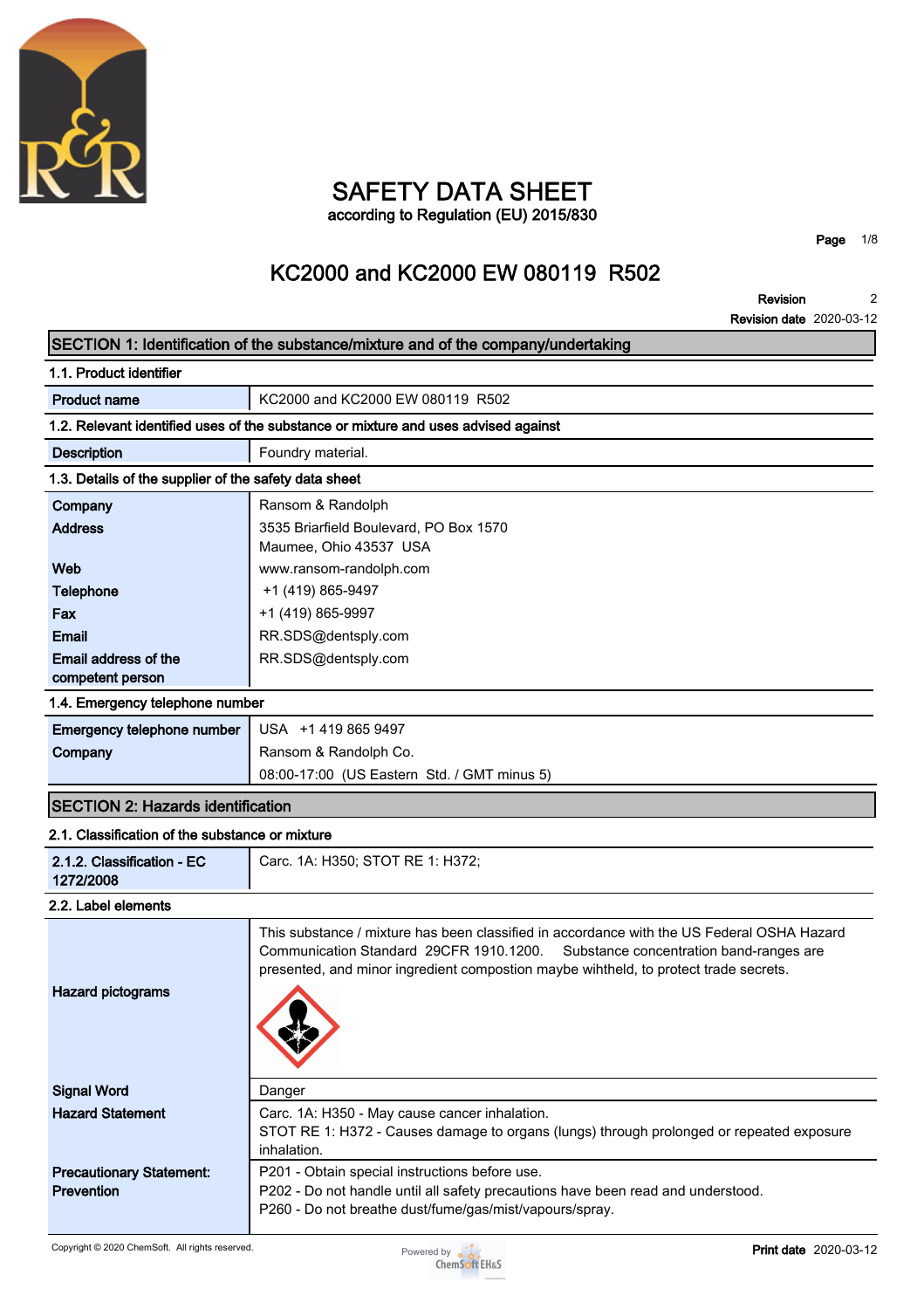# SAFETY DATA SHEET

according to Regulation (EU) 2015/830

## KC2000 and KC2000 EW 080119 R502

**Revision** 2
**Revision date** 2020-03-12

## SECTION 1: Identification of the substance/mixture and of the company/undertaking

### 1.1. Product identifier

| | |
|---|---|
| **Product name** | KC2000 and KC2000 EW 080119 R502 |

### 1.2. Relevant identified uses of the substance or mixture and uses advised against

| | |
|---|---|
| **Description** | Foundry material. |

### 1.3. Details of the supplier of the safety data sheet

| | |
|---|---|
| **Company** | Ransom & Randolph |
| **Address** | 3535 Briarfield Boulevard, PO Box 1570<br>Maumee, Ohio 43537 USA |
| **Web** | www.ransom-randolph.com |
| **Telephone** | +1 (419) 865-9497 |
| **Fax** | +1 (419) 865-9997 |
| **Email** | RR.SDS@dentsply.com |
| **Email address of the competent person** | RR.SDS@dentsply.com |

### 1.4. Emergency telephone number

| | |
|---|---|
| **Emergency telephone number** | USA +1 419 865 9497 |
| **Company** | Ransom & Randolph Co.<br>08:00-17:00 (US Eastern Std. / GMT minus 5) |

## SECTION 2: Hazards identification

### 2.1. Classification of the substance or mixture

| | |
|---|---|
| **2.1.2. Classification - EC 1272/2008** | Carc. 1A: H350; STOT RE 1: H372; |

### 2.2. Label elements

| | |
|---|---|
| **Hazard pictograms** | This substance / mixture has been classified in accordance with the US Federal OSHA Hazard Communication Standard 29CFR 1910.1200. Substance concentration band-ranges are presented, and minor ingredient compostion maybe wihtheld, to protect trade secrets. |
| **Signal Word** | Danger |
| **Hazard Statement** | Carc. 1A: H350 - May cause cancer inhalation.<br>STOT RE 1: H372 - Causes damage to organs (lungs) through prolonged or repeated exposure inhalation. |
| **Precautionary Statement: Prevention** | P201 - Obtain special instructions before use.<br>P202 - Do not handle until all safety precautions have been read and understood.<br>P260 - Do not breathe dust/fume/gas/mist/vapours/spray. |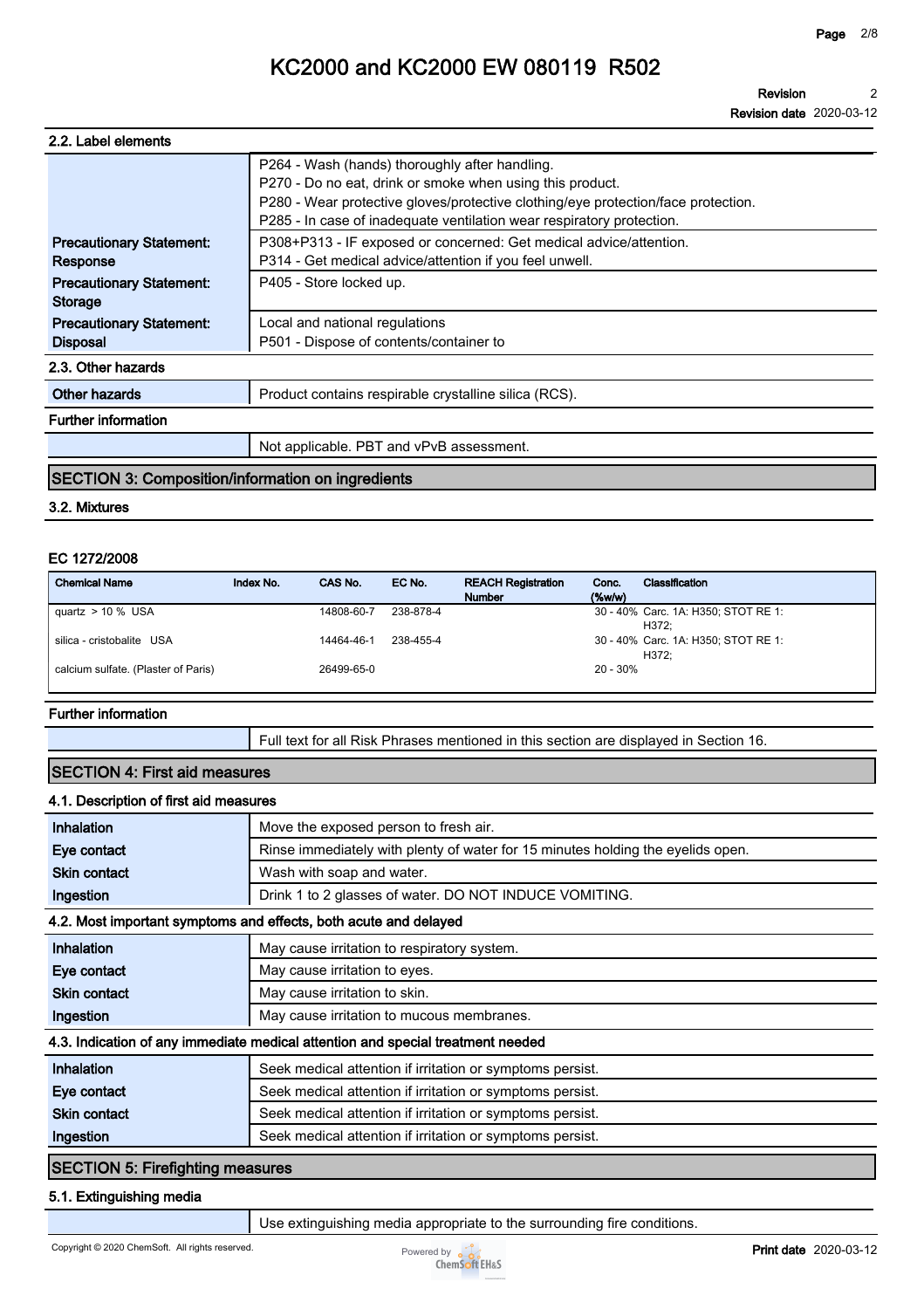### 2.2. Label elements

| | |
|---|---|
| | P264 - Wash (hands) thoroughly after handling.<br>P270 - Do no eat, drink or smoke when using this product.<br>P280 - Wear protective gloves/protective clothing/eye protection/face protection.<br>P285 - In case of inadequate ventilation wear respiratory protection. |
| **Precautionary Statement: Response** | P308+P313 - IF exposed or concerned: Get medical advice/attention.<br>P314 - Get medical advice/attention if you feel unwell. |
| **Precautionary Statement: Storage** | P405 - Store locked up. |
| **Precautionary Statement: Disposal** | Local and national regulations<br>P501 - Dispose of contents/container to |

### 2.3. Other hazards

| | |
|---|---|
| **Other hazards** | Product contains respirable crystalline silica (RCS). |

**Further information**

| | |
|---|---|
| | Not applicable. PBT and vPvB assessment. |

## SECTION 3: Composition/information on ingredients

### 3.2. Mixtures

**EC 1272/2008**

| Chemical Name | Index No. | CAS No. | EC No. | REACH Registration Number | Conc. (%w/w) | Classification |
|---|---|---|---|---|---|---|
| quartz > 10 % USA | | 14808-60-7 | 238-878-4 | | 30 - 40% | Carc. 1A: H350; STOT RE 1: H372; |
| silica - cristobalite USA | | 14464-46-1 | 238-455-4 | | 30 - 40% | Carc. 1A: H350; STOT RE 1: H372; |
| calcium sulfate. (Plaster of Paris) | | 26499-65-0 | | | 20 - 30% | |

**Further information**

| | |
|---|---|
| | Full text for all Risk Phrases mentioned in this section are displayed in Section 16. |

## SECTION 4: First aid measures

### 4.1. Description of first aid measures

| | |
|---|---|
| **Inhalation** | Move the exposed person to fresh air. |
| **Eye contact** | Rinse immediately with plenty of water for 15 minutes holding the eyelids open. |
| **Skin contact** | Wash with soap and water. |
| **Ingestion** | Drink 1 to 2 glasses of water. DO NOT INDUCE VOMITING. |

### 4.2. Most important symptoms and effects, both acute and delayed

| | |
|---|---|
| **Inhalation** | May cause irritation to respiratory system. |
| **Eye contact** | May cause irritation to eyes. |
| **Skin contact** | May cause irritation to skin. |
| **Ingestion** | May cause irritation to mucous membranes. |

### 4.3. Indication of any immediate medical attention and special treatment needed

| | |
|---|---|
| **Inhalation** | Seek medical attention if irritation or symptoms persist. |
| **Eye contact** | Seek medical attention if irritation or symptoms persist. |
| **Skin contact** | Seek medical attention if irritation or symptoms persist. |
| **Ingestion** | Seek medical attention if irritation or symptoms persist. |

## SECTION 5: Firefighting measures

### 5.1. Extinguishing media

| | |
|---|---|
| | Use extinguishing media appropriate to the surrounding fire conditions. |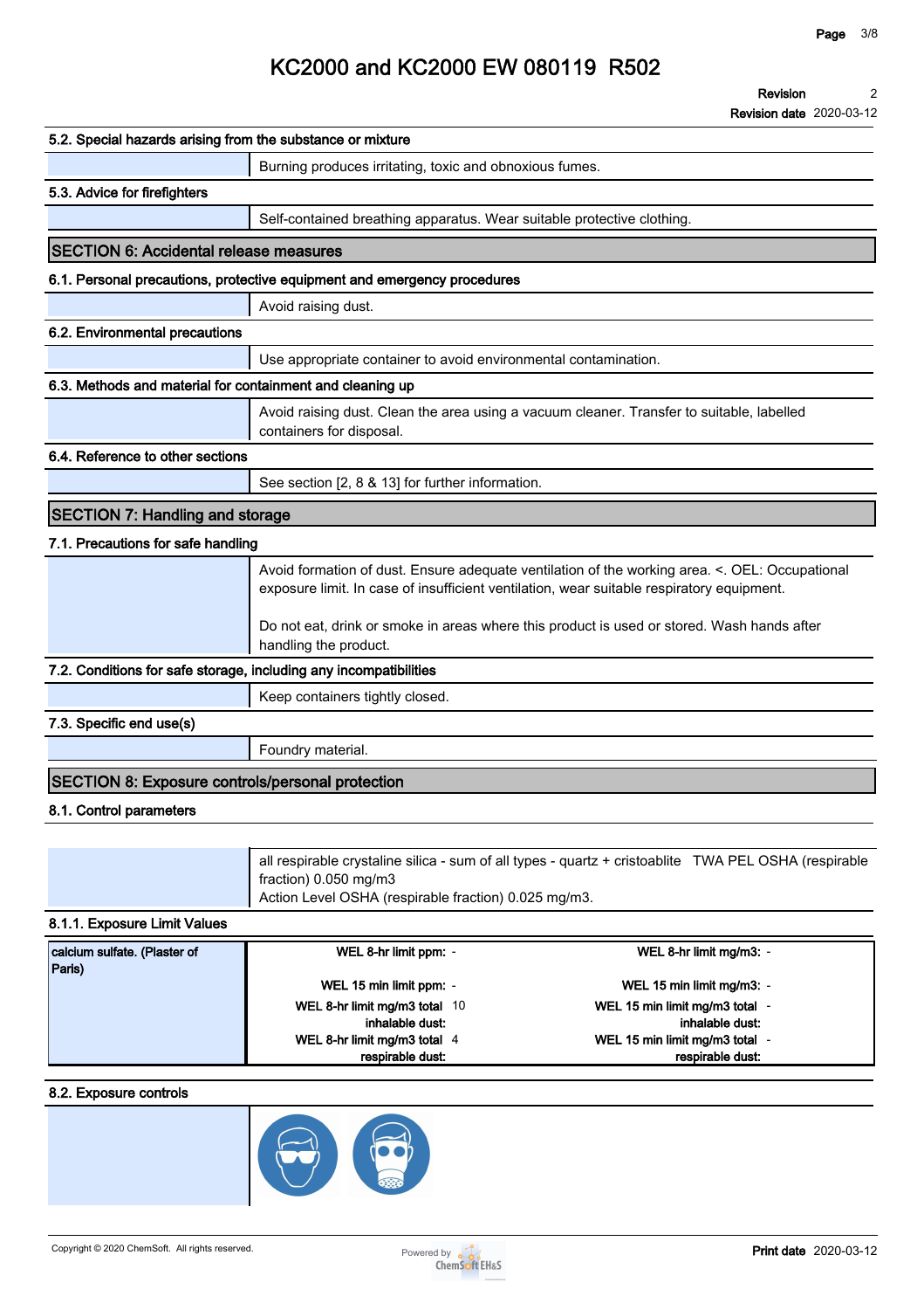### 5.2. Special hazards arising from the substance or mixture

Burning produces irritating, toxic and obnoxious fumes.

### 5.3. Advice for firefighters

Self-contained breathing apparatus. Wear suitable protective clothing.

## SECTION 6: Accidental release measures

### 6.1. Personal precautions, protective equipment and emergency procedures

Avoid raising dust.

### 6.2. Environmental precautions

Use appropriate container to avoid environmental contamination.

### 6.3. Methods and material for containment and cleaning up

Avoid raising dust. Clean the area using a vacuum cleaner. Transfer to suitable, labelled containers for disposal.

### 6.4. Reference to other sections

See section [2, 8 & 13] for further information.

## SECTION 7: Handling and storage

### 7.1. Precautions for safe handling

Avoid formation of dust. Ensure adequate ventilation of the working area. <. OEL: Occupational exposure limit. In case of insufficient ventilation, wear suitable respiratory equipment.

Do not eat, drink or smoke in areas where this product is used or stored. Wash hands after handling the product.

### 7.2. Conditions for safe storage, including any incompatibilities

Keep containers tightly closed.

### 7.3. Specific end use(s)

Foundry material.

## SECTION 8: Exposure controls/personal protection

### 8.1. Control parameters

all respirable crystaline silica - sum of all types - quartz + cristoablite TWA PEL OSHA (respirable fraction) 0.050 mg/m3
Action Level OSHA (respirable fraction) 0.025 mg/m3.

### 8.1.1. Exposure Limit Values

| Substance | Limit | Value | Limit | Value |
|---|---|---|---|---|
| calcium sulfate. (Plaster of Paris) | WEL 8-hr limit ppm: | - | WEL 8-hr limit mg/m3: | - |
| | WEL 15 min limit ppm: | - | WEL 15 min limit mg/m3: | - |
| | WEL 8-hr limit mg/m3 total inhalable dust: | 10 | WEL 15 min limit mg/m3 total inhalable dust: | - |
| | WEL 8-hr limit mg/m3 total respirable dust: | 4 | WEL 15 min limit mg/m3 total respirable dust: | - |

### 8.2. Exposure controls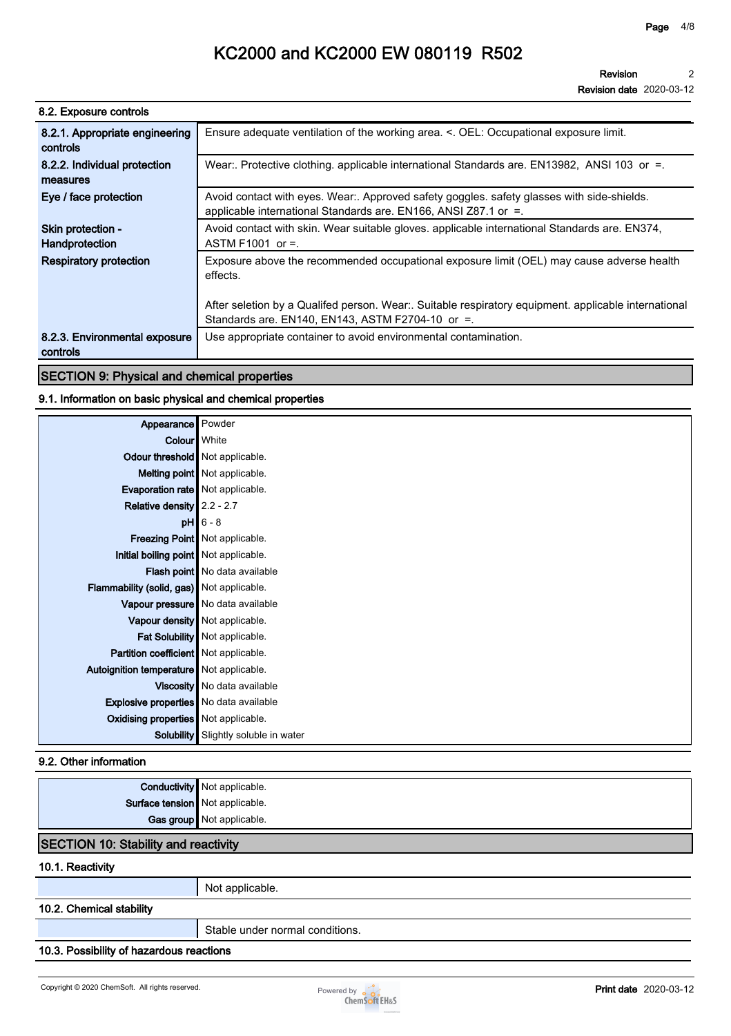### 8.2. Exposure controls

| | |
|---|---|
| **8.2.1. Appropriate engineering controls** | Ensure adequate ventilation of the working area. <. OEL: Occupational exposure limit. |
| **8.2.2. Individual protection measures** | Wear:. Protective clothing. applicable international Standards are. EN13982, ANSI 103 or =. |
| **Eye / face protection** | Avoid contact with eyes. Wear:. Approved safety goggles. safety glasses with side-shields. applicable international Standards are. EN166, ANSI Z87.1 or =. |
| **Skin protection - Handprotection** | Avoid contact with skin. Wear suitable gloves. applicable international Standards are. EN374, ASTM F1001 or =. |
| **Respiratory protection** | Exposure above the recommended occupational exposure limit (OEL) may cause adverse health effects.<br><br>After selection by a Qualifed person. Wear:. Suitable respiratory equipment. applicable international Standards are. EN140, EN143, ASTM F2704-10 or =. |
| **8.2.3. Environmental exposure controls** | Use appropriate container to avoid environmental contamination. |

## SECTION 9: Physical and chemical properties

### 9.1. Information on basic physical and chemical properties

| | |
|---|---|
| **Appearance** | Powder |
| **Colour** | White |
| **Odour threshold** | Not applicable. |
| **Melting point** | Not applicable. |
| **Evaporation rate** | Not applicable. |
| **Relative density** | 2.2 - 2.7 |
| **pH** | 6 - 8 |
| **Freezing Point** | Not applicable. |
| **Initial boiling point** | Not applicable. |
| **Flash point** | No data available |
| **Flammability (solid, gas)** | Not applicable. |
| **Vapour pressure** | No data available |
| **Vapour density** | Not applicable. |
| **Fat Solubility** | Not applicable. |
| **Partition coefficient** | Not applicable. |
| **Autoignition temperature** | Not applicable. |
| **Viscosity** | No data available |
| **Explosive properties** | No data available |
| **Oxidising properties** | Not applicable. |
| **Solubility** | Slightly soluble in water |

### 9.2. Other information

| | |
|---|---|
| **Conductivity** | Not applicable. |
| **Surface tension** | Not applicable. |
| **Gas group** | Not applicable. |

## SECTION 10: Stability and reactivity

### 10.1. Reactivity

Not applicable.

### 10.2. Chemical stability

Stable under normal conditions.

### 10.3. Possibility of hazardous reactions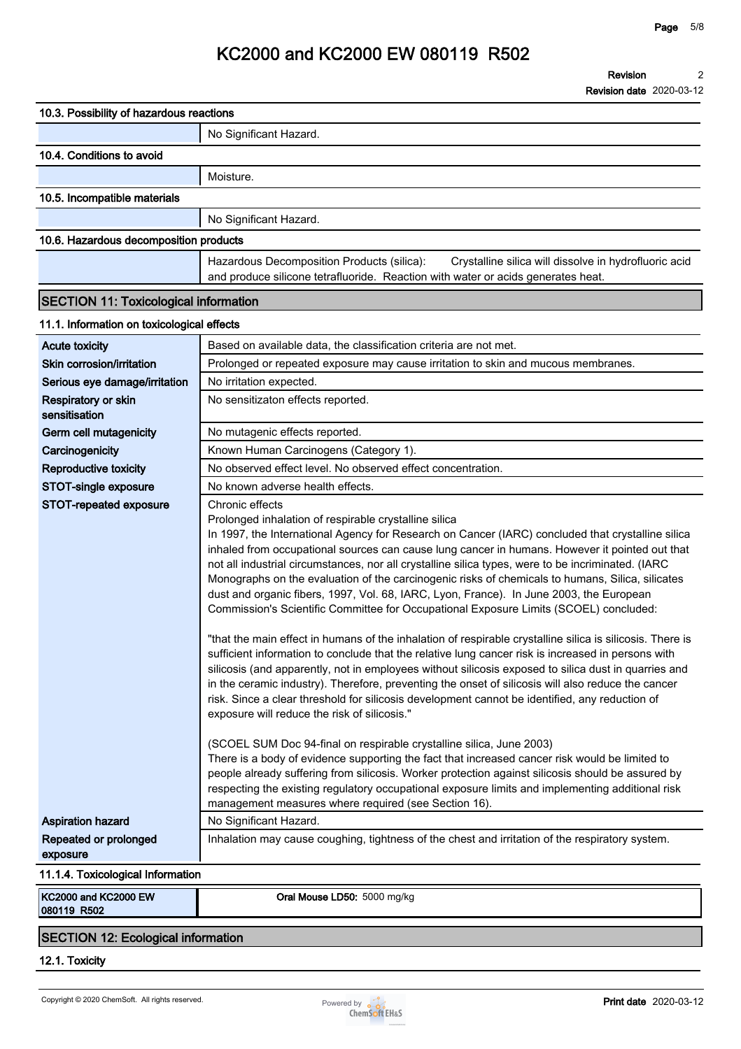### 10.3. Possibility of hazardous reactions

| | |
|---|---|
| | No Significant Hazard. |

### 10.4. Conditions to avoid

| | |
|---|---|
| | Moisture. |

### 10.5. Incompatible materials

| | |
|---|---|
| | No Significant Hazard. |

### 10.6. Hazardous decomposition products

| | |
|---|---|
| | Hazardous Decomposition Products (silica): Crystalline silica will dissolve in hydrofluoric acid and produce silicone tetrafluoride. Reaction with water or acids generates heat. |

## SECTION 11: Toxicological information

### 11.1. Information on toxicological effects

| | |
|---|---|
| **Acute toxicity** | Based on available data, the classification criteria are not met. |
| **Skin corrosion/irritation** | Prolonged or repeated exposure may cause irritation to skin and mucous membranes. |
| **Serious eye damage/irritation** | No irritation expected. |
| **Respiratory or skin sensitisation** | No sensitizaton effects reported. |
| **Germ cell mutagenicity** | No mutagenic effects reported. |
| **Carcinogenicity** | Known Human Carcinogens (Category 1). |
| **Reproductive toxicity** | No observed effect level. No observed effect concentration. |
| **STOT-single exposure** | No known adverse health effects. |
| **STOT-repeated exposure** | Chronic effects<br>Prolonged inhalation of respirable crystalline silica<br>In 1997, the International Agency for Research on Cancer (IARC) concluded that crystalline silica inhaled from occupational sources can cause lung cancer in humans. However it pointed out that not all industrial circumstances, nor all crystalline silica types, were to be incriminated. (IARC Monographs on the evaluation of the carcinogenic risks of chemicals to humans, Silica, silicates dust and organic fibers, 1997, Vol. 68, IARC, Lyon, France). In June 2003, the European Commission's Scientific Committee for Occupational Exposure Limits (SCOEL) concluded:<br><br>"that the main effect in humans of the inhalation of respirable crystalline silica is silicosis. There is sufficient information to conclude that the relative lung cancer risk is increased in persons with silicosis (and apparently, not in employees without silicosis exposed to silica dust in quarries and in the ceramic industry). Therefore, preventing the onset of silicosis will also reduce the cancer risk. Since a clear threshold for silicosis development cannot be identified, any reduction of exposure will reduce the risk of silicosis."<br><br>(SCOEL SUM Doc 94-final on respirable crystalline silica, June 2003)<br>There is a body of evidence supporting the fact that increased cancer risk would be limited to people already suffering from silicosis. Worker protection against silicosis should be assured by respecting the existing regulatory occupational exposure limits and implementing additional risk management measures where required (see Section 16). |
| **Aspiration hazard** | No Significant Hazard. |
| **Repeated or prolonged exposure** | Inhalation may cause coughing, tightness of the chest and irritation of the respiratory system. |

### 11.1.4. Toxicological Information

| | |
|---|---|
| **KC2000 and KC2000 EW 080119 R502** | **Oral Mouse LD50:** 5000 mg/kg |

## SECTION 12: Ecological information

### 12.1. Toxicity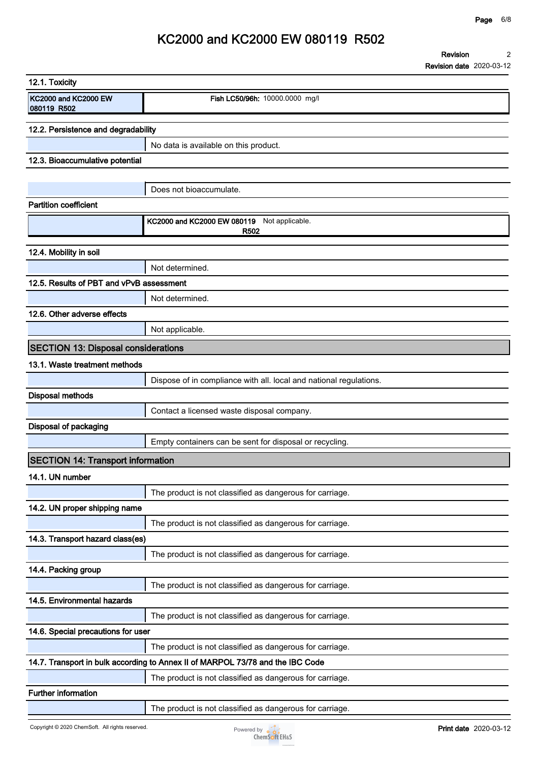## 12.1. Toxicity

| KC2000 and KC2000 EW 080119 R502 | **Fish LC50/96h:** 10000.0000 mg/l |
|---|---|

## 12.2. Persistence and degradability

No data is available on this product.

## 12.3. Bioaccumulative potential

Does not bioaccumulate.

**Partition coefficient**

| | |
|---|---|
| | **KC2000 and KC2000 EW 080119 R502** Not applicable. |

## 12.4. Mobility in soil

Not determined.

## 12.5. Results of PBT and vPvB assessment

Not determined.

## 12.6. Other adverse effects

Not applicable.

# SECTION 13: Disposal considerations

## 13.1. Waste treatment methods

Dispose of in compliance with all. local and national regulations.

**Disposal methods**

Contact a licensed waste disposal company.

**Disposal of packaging**

Empty containers can be sent for disposal or recycling.

# SECTION 14: Transport information

## 14.1. UN number

The product is not classified as dangerous for carriage.

## 14.2. UN proper shipping name

The product is not classified as dangerous for carriage.

## 14.3. Transport hazard class(es)

The product is not classified as dangerous for carriage.

## 14.4. Packing group

The product is not classified as dangerous for carriage.

## 14.5. Environmental hazards

The product is not classified as dangerous for carriage.

## 14.6. Special precautions for user

The product is not classified as dangerous for carriage.

## 14.7. Transport in bulk according to Annex II of MARPOL 73/78 and the IBC Code

The product is not classified as dangerous for carriage.

**Further information**

The product is not classified as dangerous for carriage.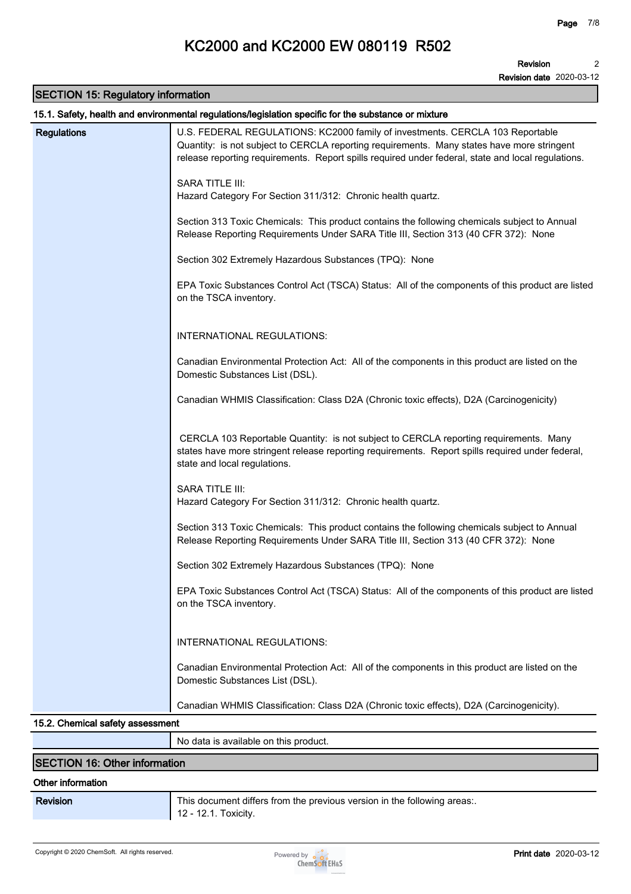# KC2000 and KC2000 EW 080119 R502

**Revision** 2

**Revision date** 2020-03-12

## SECTION 15: Regulatory information

### 15.1. Safety, health and environmental regulations/legislation specific for the substance or mixture

| | |
|---|---|
| **Regulations** | U.S. FEDERAL REGULATIONS: KC2000 family of investments. CERCLA 103 Reportable Quantity: is not subject to CERCLA reporting requirements. Many states have more stringent release reporting requirements. Report spills required under federal, state and local regulations.<br><br>SARA TITLE III:<br>Hazard Category For Section 311/312: Chronic health quartz.<br><br>Section 313 Toxic Chemicals: This product contains the following chemicals subject to Annual Release Reporting Requirements Under SARA Title III, Section 313 (40 CFR 372): None<br><br>Section 302 Extremely Hazardous Substances (TPQ): None<br><br>EPA Toxic Substances Control Act (TSCA) Status: All of the components of this product are listed on the TSCA inventory.<br><br>INTERNATIONAL REGULATIONS:<br><br>Canadian Environmental Protection Act: All of the components in this product are listed on the Domestic Substances List (DSL).<br><br>Canadian WHMIS Classification: Class D2A (Chronic toxic effects), D2A (Carcinogenicity)<br><br>CERCLA 103 Reportable Quantity: is not subject to CERCLA reporting requirements. Many states have more stringent release reporting requirements. Report spills required under federal, state and local regulations.<br><br>SARA TITLE III:<br>Hazard Category For Section 311/312: Chronic health quartz.<br><br>Section 313 Toxic Chemicals: This product contains the following chemicals subject to Annual Release Reporting Requirements Under SARA Title III, Section 313 (40 CFR 372): None<br><br>Section 302 Extremely Hazardous Substances (TPQ): None<br><br>EPA Toxic Substances Control Act (TSCA) Status: All of the components of this product are listed on the TSCA inventory.<br><br>INTERNATIONAL REGULATIONS:<br><br>Canadian Environmental Protection Act: All of the components in this product are listed on the Domestic Substances List (DSL).<br><br>Canadian WHMIS Classification: Class D2A (Chronic toxic effects), D2A (Carcinogenicity). |

### 15.2. Chemical safety assessment

| | |
|---|---|
| | No data is available on this product. |

## SECTION 16: Other information

### Other information

| | |
|---|---|
| **Revision** | This document differs from the previous version in the following areas:.<br>12 - 12.1. Toxicity. |

Copyright © 2020 ChemSoft. All rights reserved.

**Print date** 2020-03-12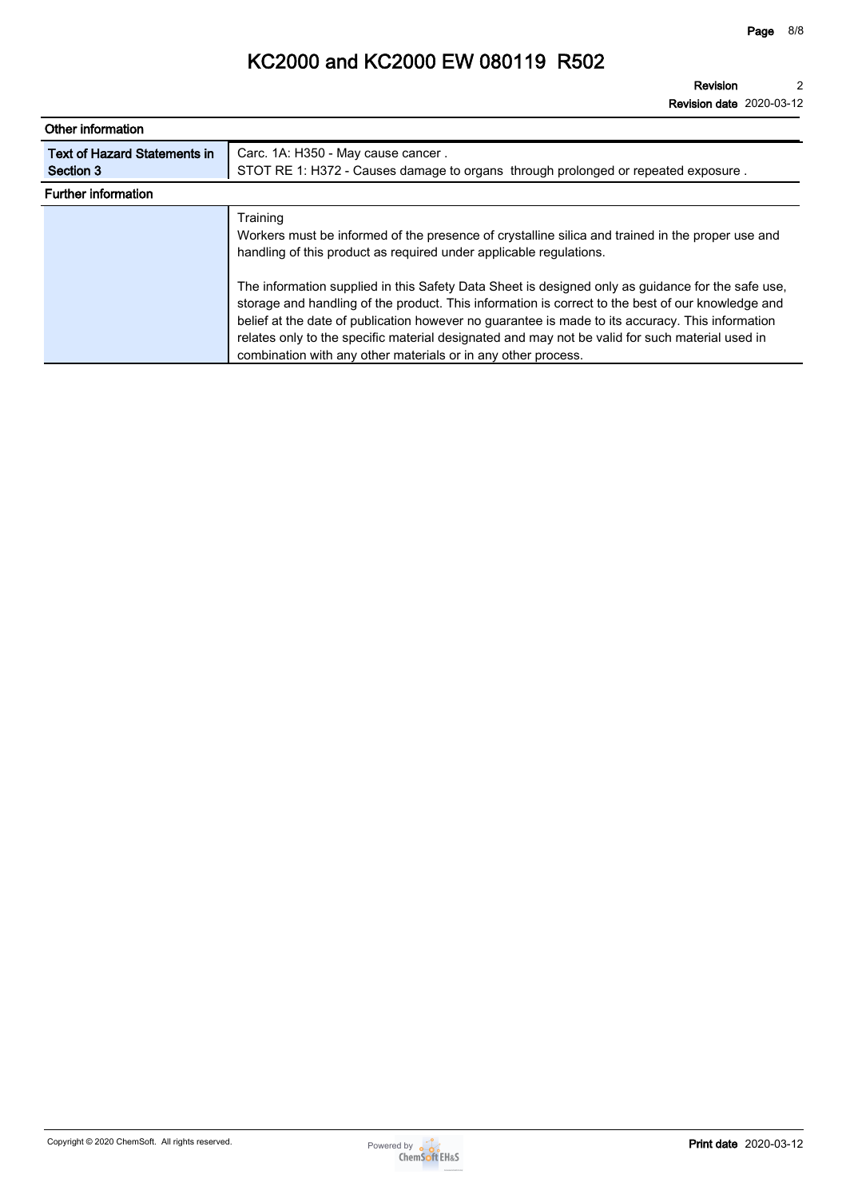## Other information

| | |
|---|---|
| **Text of Hazard Statements in Section 3** | Carc. 1A: H350 - May cause cancer .<br>STOT RE 1: H372 - Causes damage to organs through prolonged or repeated exposure . |

## Further information

| | |
|---|---|
| | Training<br>Workers must be informed of the presence of crystalline silica and trained in the proper use and handling of this product as required under applicable regulations.<br><br>The information supplied in this Safety Data Sheet is designed only as guidance for the safe use, storage and handling of the product. This information is correct to the best of our knowledge and belief at the date of publication however no guarantee is made to its accuracy. This information relates only to the specific material designated and may not be valid for such material used in combination with any other materials or in any other process. |